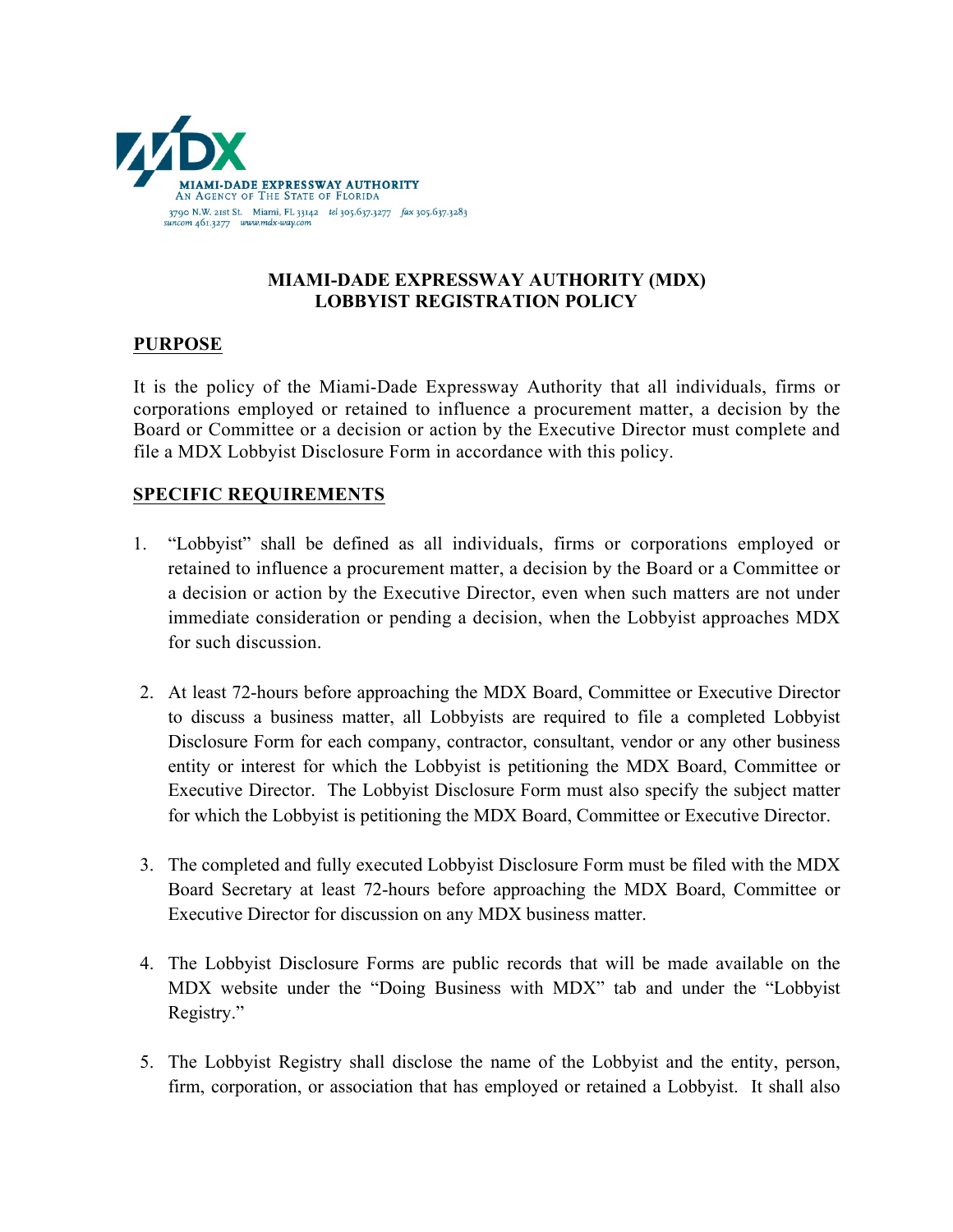MIAMI-DADE EXPRESSWAY AUTHORITY
AN AGENCY OF THE STATE OF FLORIDA
3790 N.W. 21st St. Miami, FL 33142 tel 305.637.3277 fax 305.637.3283
suncom 461.3277 www.mdx-way.com

# MIAMI-DADE EXPRESSWAY AUTHORITY (MDX) LOBBYIST REGISTRATION POLICY

## PURPOSE

It is the policy of the Miami-Dade Expressway Authority that all individuals, firms or corporations employed or retained to influence a procurement matter, a decision by the Board or Committee or a decision or action by the Executive Director must complete and file a MDX Lobbyist Disclosure Form in accordance with this policy.

## SPECIFIC REQUIREMENTS

1. "Lobbyist" shall be defined as all individuals, firms or corporations employed or retained to influence a procurement matter, a decision by the Board or a Committee or a decision or action by the Executive Director, even when such matters are not under immediate consideration or pending a decision, when the Lobbyist approaches MDX for such discussion.

2. At least 72-hours before approaching the MDX Board, Committee or Executive Director to discuss a business matter, all Lobbyists are required to file a completed Lobbyist Disclosure Form for each company, contractor, consultant, vendor or any other business entity or interest for which the Lobbyist is petitioning the MDX Board, Committee or Executive Director. The Lobbyist Disclosure Form must also specify the subject matter for which the Lobbyist is petitioning the MDX Board, Committee or Executive Director.

3. The completed and fully executed Lobbyist Disclosure Form must be filed with the MDX Board Secretary at least 72-hours before approaching the MDX Board, Committee or Executive Director for discussion on any MDX business matter.

4. The Lobbyist Disclosure Forms are public records that will be made available on the MDX website under the "Doing Business with MDX" tab and under the "Lobbyist Registry."

5. The Lobbyist Registry shall disclose the name of the Lobbyist and the entity, person, firm, corporation, or association that has employed or retained a Lobbyist. It shall also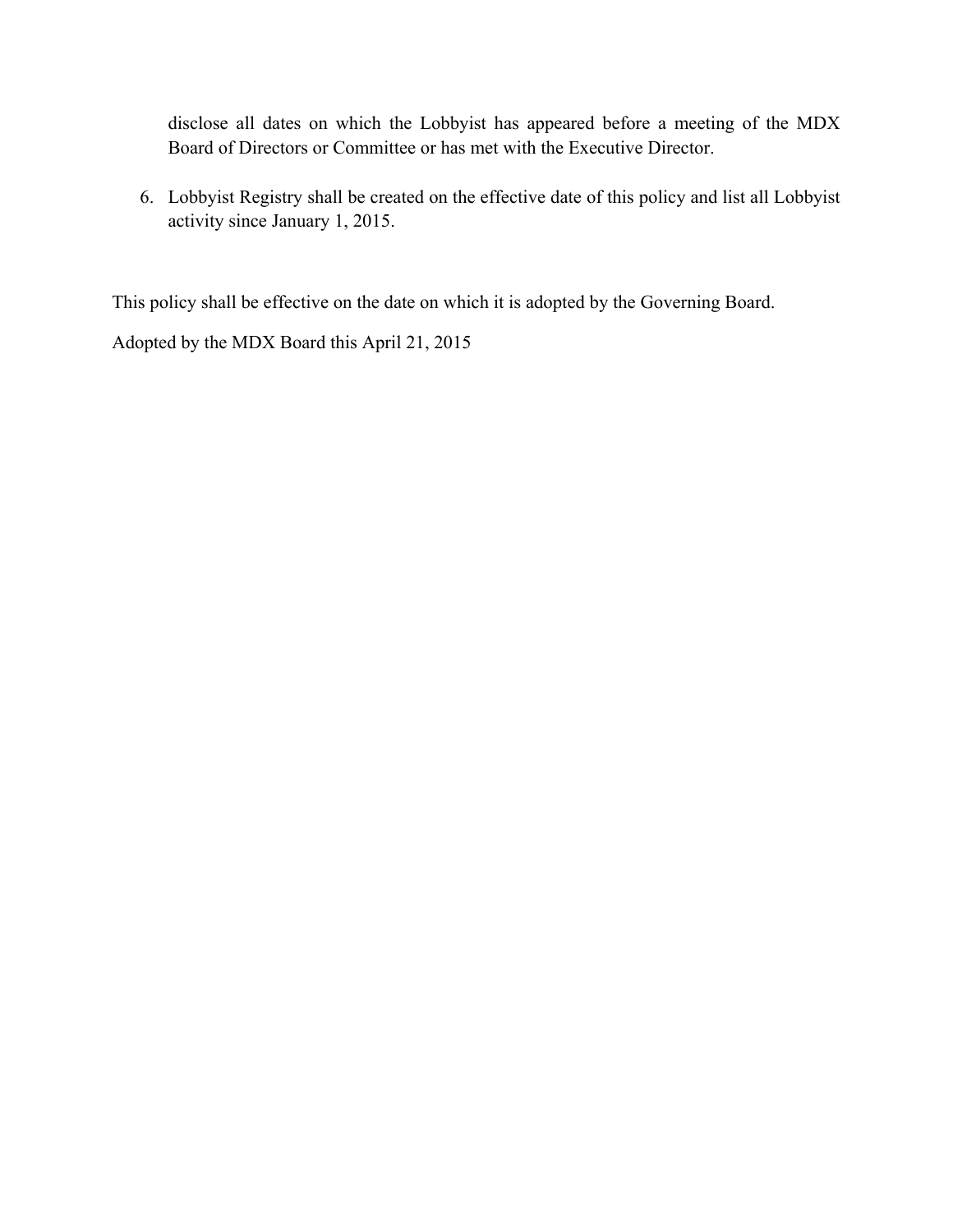disclose all dates on which the Lobbyist has appeared before a meeting of the MDX Board of Directors or Committee or has met with the Executive Director.

6. Lobbyist Registry shall be created on the effective date of this policy and list all Lobbyist activity since January 1, 2015.

This policy shall be effective on the date on which it is adopted by the Governing Board.

Adopted by the MDX Board this April 21, 2015